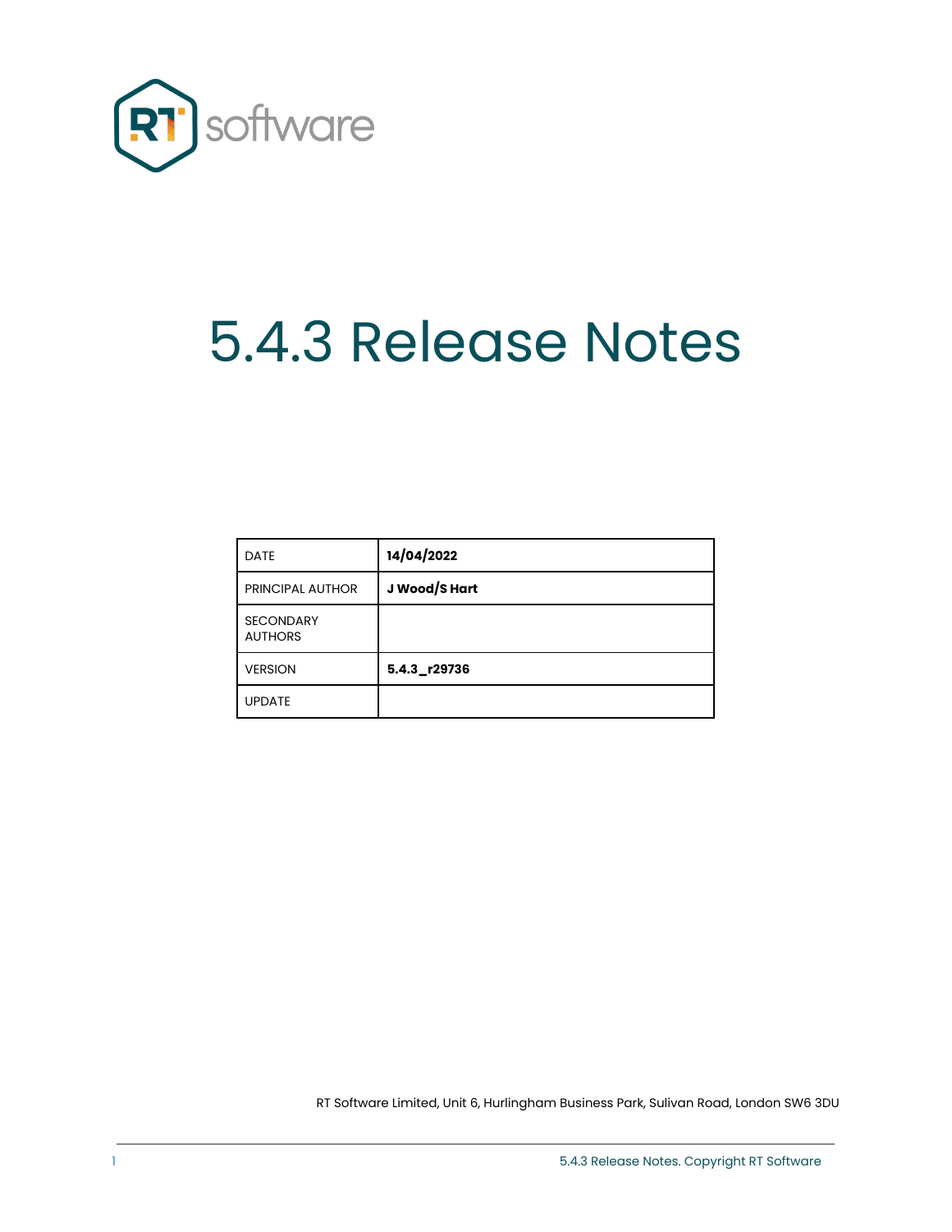# 5.4.3 Release Notes

| DATE | **14/04/2022** |
| --- | --- |
| PRINCIPAL AUTHOR | **J Wood/S Hart** |
| SECONDARY AUTHORS | |
| VERSION | **5.4.3_r29736** |
| UPDATE | |

RT Software Limited, Unit 6, Hurlingham Business Park, Sulivan Road, London SW6 3DU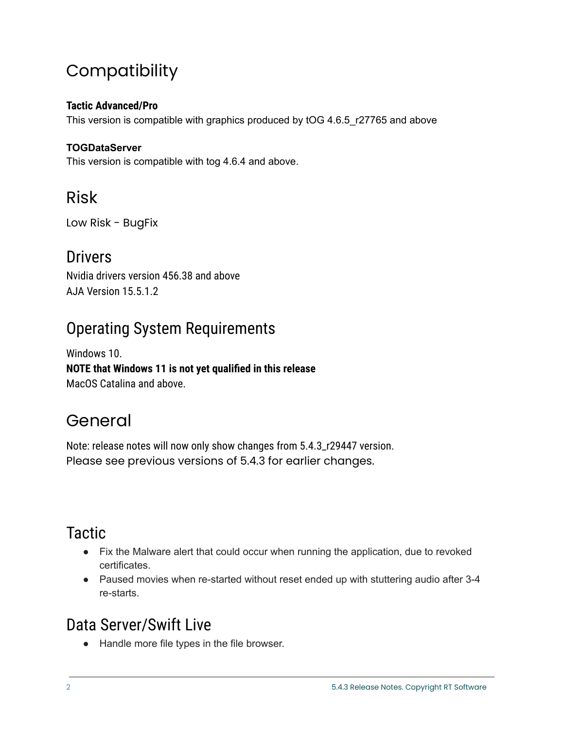# Compatibility

**Tactic Advanced/Pro**

This version is compatible with graphics produced by tOG 4.6.5_r27765 and above

**TOGDataServer**

This version is compatible with tog 4.6.4 and above.

# Risk

Low Risk - BugFix

## Drivers

Nvidia drivers version 456.38 and above

AJA Version 15.5.1.2

## Operating System Requirements

Windows 10.

**NOTE that Windows 11 is not yet qualified in this release**

MacOS Catalina and above.

# General

Note: release notes will now only show changes from 5.4.3_r29447 version.

Please see previous versions of 5.4.3 for earlier changes.

## Tactic

- Fix the Malware alert that could occur when running the application, due to revoked certificates.
- Paused movies when re-started without reset ended up with stuttering audio after 3-4 re-starts.

## Data Server/Swift Live

- Handle more file types in the file browser.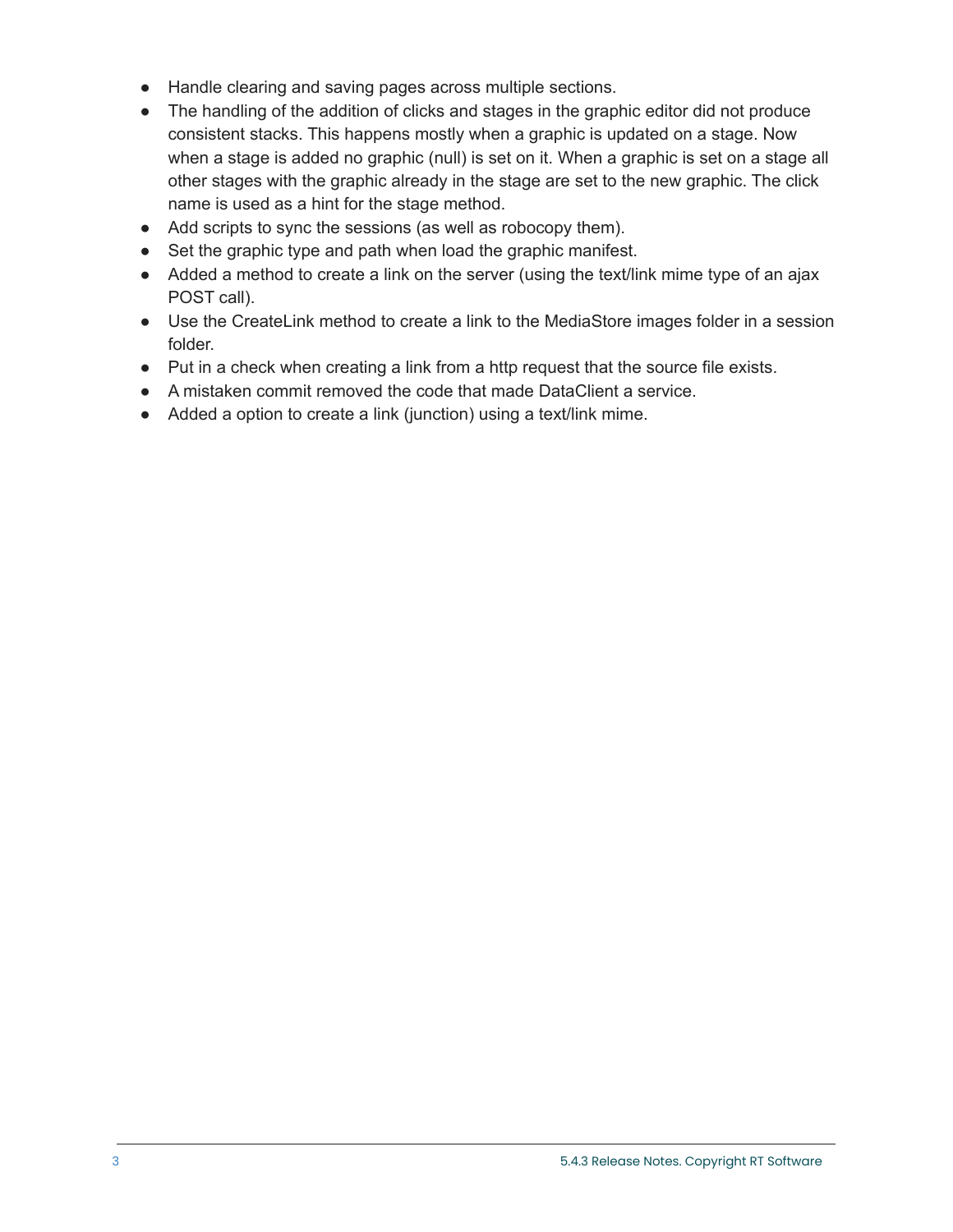- Handle clearing and saving pages across multiple sections.
- The handling of the addition of clicks and stages in the graphic editor did not produce consistent stacks. This happens mostly when a graphic is updated on a stage. Now when a stage is added no graphic (null) is set on it. When a graphic is set on a stage all other stages with the graphic already in the stage are set to the new graphic. The click name is used as a hint for the stage method.
- Add scripts to sync the sessions (as well as robocopy them).
- Set the graphic type and path when load the graphic manifest.
- Added a method to create a link on the server (using the text/link mime type of an ajax POST call).
- Use the CreateLink method to create a link to the MediaStore images folder in a session folder.
- Put in a check when creating a link from a http request that the source file exists.
- A mistaken commit removed the code that made DataClient a service.
- Added a option to create a link (junction) using a text/link mime.